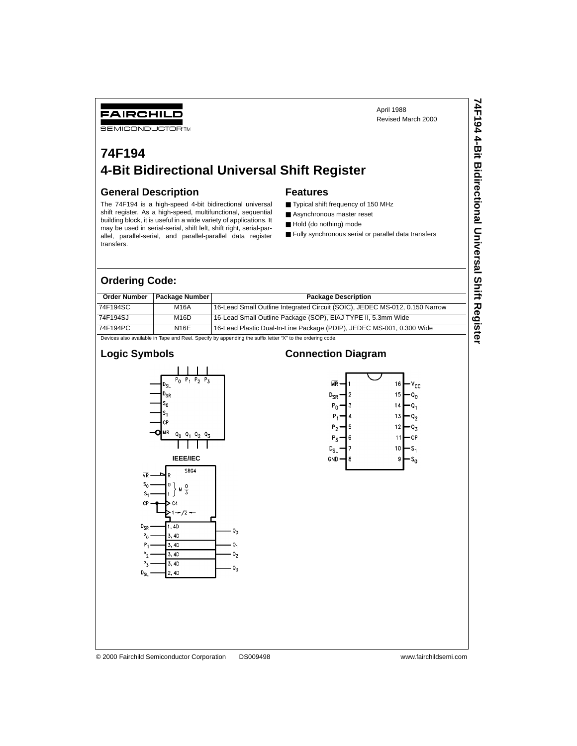FAIRCHILD SEMICONDUCTOR™

April 1988
Revised March 2000

# 74F194
# 4-Bit Bidirectional Universal Shift Register

## General Description

The 74F194 is a high-speed 4-bit bidirectional universal shift register. As a high-speed, multifunctional, sequential building block, it is useful in a wide variety of applications. It may be used in serial-serial, shift left, shift right, serial-parallel, parallel-serial, and parallel-parallel data register transfers.

## Features

- Typical shift frequency of 150 MHz
- Asynchronous master reset
- Hold (do nothing) mode
- Fully synchronous serial or parallel data transfers

## Ordering Code:

| Order Number | Package Number | Package Description |
|---|---|---|
| 74F194SC | M16A | 16-Lead Small Outline Integrated Circuit (SOIC), JEDEC MS-012, 0.150 Narrow |
| 74F194SJ | M16D | 16-Lead Small Outline Package (SOP), EIAJ TYPE II, 5.3mm Wide |
| 74F194PC | N16E | 16-Lead Plastic Dual-In-Line Package (PDIP), JEDEC MS-001, 0.300 Wide |

Devices also available in Tape and Reel. Specify by appending the suffix letter "X" to the ordering code.

## Logic Symbols

IEEE/IEC

## Connection Diagram

© 2000 Fairchild Semiconductor Corporation DS009498 www.fairchildsemi.com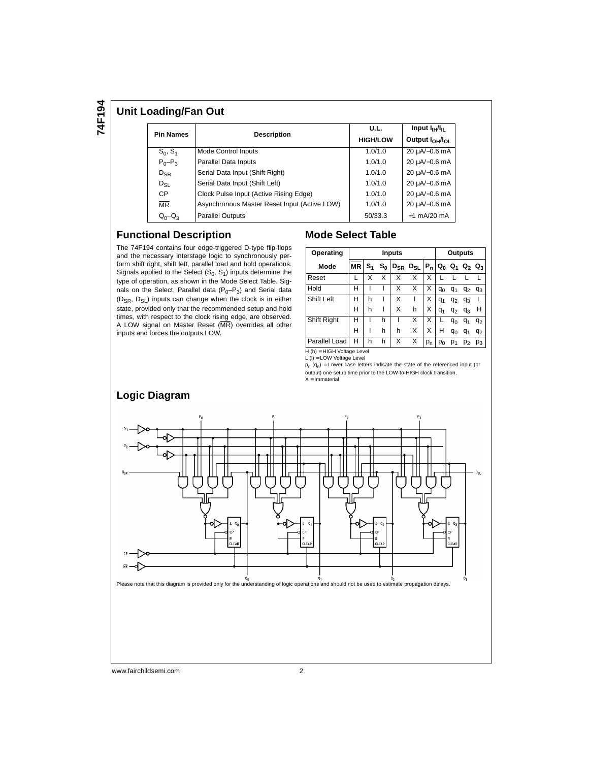## Unit Loading/Fan Out

| Pin Names | Description | U.L. HIGH/LOW | Input $I_{IH}/I_{IL}$ Output $I_{OH}/I_{OL}$ |
|---|---|---|---|
| $S_0$, $S_1$ | Mode Control Inputs | 1.0/1.0 | 20 µA/−0.6 mA |
| $P_0$–$P_3$ | Parallel Data Inputs | 1.0/1.0 | 20 µA/−0.6 mA |
| $D_{SR}$ | Serial Data Input (Shift Right) | 1.0/1.0 | 20 µA/−0.6 mA |
| $D_{SL}$ | Serial Data Input (Shift Left) | 1.0/1.0 | 20 µA/−0.6 mA |
| CP | Clock Pulse Input (Active Rising Edge) | 1.0/1.0 | 20 µA/−0.6 mA |
| $\overline{MR}$ | Asynchronous Master Reset Input (Active LOW) | 1.0/1.0 | 20 µA/−0.6 mA |
| $Q_0$–$Q_3$ | Parallel Outputs | 50/33.3 | −1 mA/20 mA |

## Functional Description

The 74F194 contains four edge-triggered D-type flip-flops and the necessary interstage logic to synchronously perform shift right, shift left, parallel load and hold operations. Signals applied to the Select ($S_0$, $S_1$) inputs determine the type of operation, as shown in the Mode Select Table. Signals on the Select, Parallel data ($P_0$–$P_3$) and Serial data ($D_{SR}$, $D_{SL}$) inputs can change when the clock is in either state, provided only that the recommended setup and hold times, with respect to the clock rising edge, are observed. A LOW signal on Master Reset ($\overline{MR}$) overrides all other inputs and forces the outputs LOW.

## Mode Select Table

| Operating Mode | $\overline{MR}$ | $S_1$ | $S_0$ | $D_{SR}$ | $D_{SL}$ | $P_n$ | $Q_0$ | $Q_1$ | $Q_2$ | $Q_3$ |
|---|---|---|---|---|---|---|---|---|---|---|
| Reset | L | X | X | X | X | X | L | L | L | L |
| Hold | H | l | l | X | X | X | $q_0$ | $q_1$ | $q_2$ | $q_3$ |
| Shift Left | H | h | l | X | l | X | $q_1$ | $q_2$ | $q_3$ | L |
| | H | h | l | X | h | X | $q_1$ | $q_2$ | $q_3$ | H |
| Shift Right | H | l | h | l | X | X | L | $q_0$ | $q_1$ | $q_2$ |
| | H | l | h | h | X | X | H | $q_0$ | $q_1$ | $q_2$ |
| Parallel Load | H | h | h | X | X | $p_n$ | $p_0$ | $p_1$ | $p_2$ | $p_3$ |

H (h) = HIGH Voltage Level
L (l) = LOW Voltage Level
$p_n$ ($q_n$) = Lower case letters indicate the state of the referenced input (or output) one setup time prior to the LOW-to-HIGH clock transition.
X = Immaterial

## Logic Diagram

Please note that this diagram is provided only for the understanding of logic operations and should not be used to estimate propagation delays.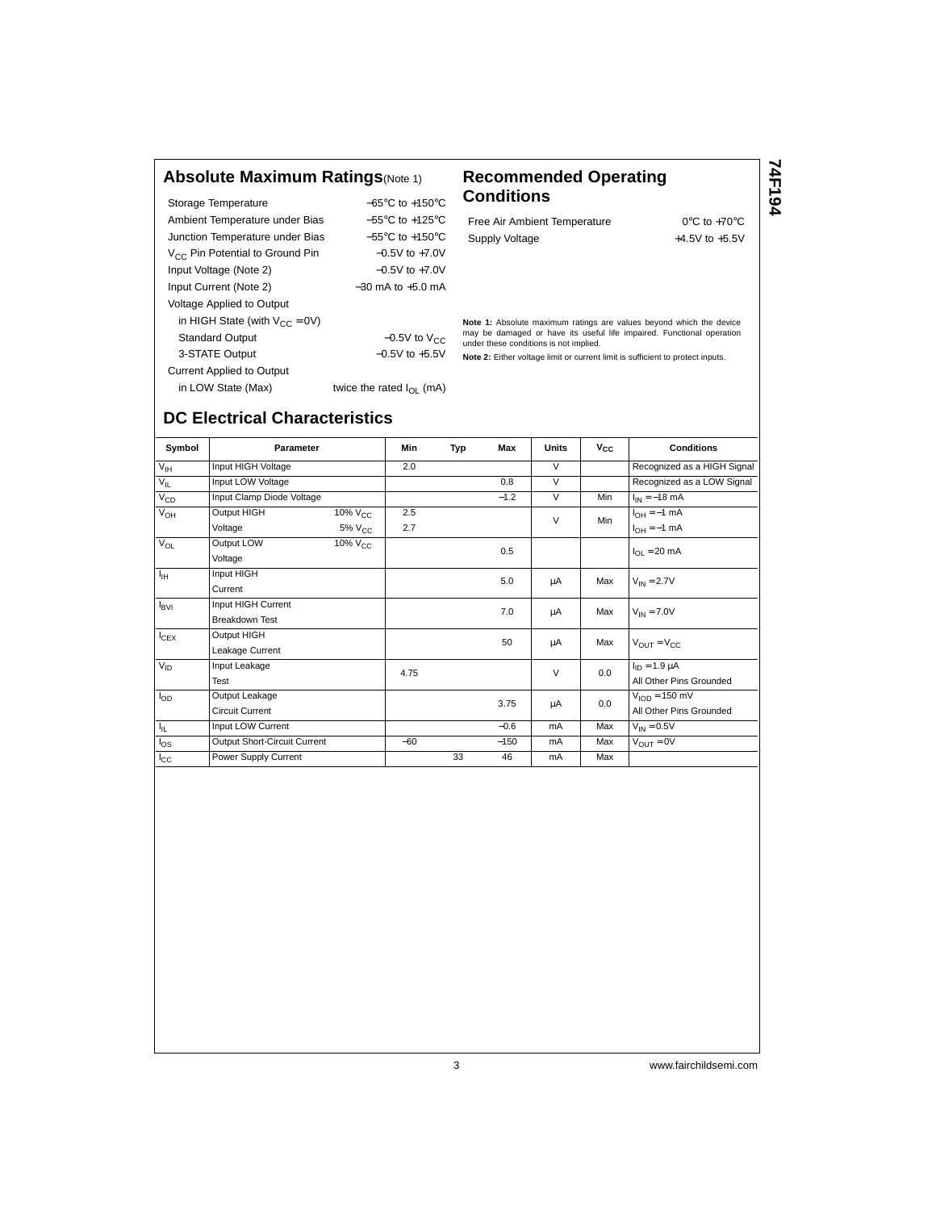## Absolute Maximum Ratings (Note 1)

| | |
|---|---|
| Storage Temperature | −65°C to +150°C |
| Ambient Temperature under Bias | −55°C to +125°C |
| Junction Temperature under Bias | −55°C to +150°C |
| $V_{CC}$ Pin Potential to Ground Pin | −0.5V to +7.0V |
| Input Voltage (Note 2) | −0.5V to +7.0V |
| Input Current (Note 2) | −30 mA to +5.0 mA |
| Voltage Applied to Output | |
| in HIGH State (with $V_{CC}$ = 0V) | |
| Standard Output | −0.5V to $V_{CC}$ |
| 3-STATE Output | −0.5V to +5.5V |
| Current Applied to Output | |
| in LOW State (Max) | twice the rated $I_{OL}$ (mA) |

## Recommended Operating Conditions

| | |
|---|---|
| Free Air Ambient Temperature | 0°C to +70°C |
| Supply Voltage | +4.5V to +5.5V |

**Note 1:** Absolute maximum ratings are values beyond which the device may be damaged or have its useful life impaired. Functional operation under these conditions is not implied.

**Note 2:** Either voltage limit or current limit is sufficient to protect inputs.

## DC Electrical Characteristics

| Symbol | Parameter | | Min | Typ | Max | Units | $V_{CC}$ | Conditions |
|---|---|---|---|---|---|---|---|---|
| $V_{IH}$ | Input HIGH Voltage | | 2.0 | | | V | | Recognized as a HIGH Signal |
| $V_{IL}$ | Input LOW Voltage | | | | 0.8 | V | | Recognized as a LOW Signal |
| $V_{CD}$ | Input Clamp Diode Voltage | | | | −1.2 | V | Min | $I_{IN}$ = −18 mA |
| $V_{OH}$ | Output HIGH Voltage | 10% $V_{CC}$ | 2.5 | | | V | Min | $I_{OH}$ = −1 mA |
| | | 5% $V_{CC}$ | 2.7 | | | | | $I_{OH}$ = −1 mA |
| $V_{OL}$ | Output LOW Voltage | 10% $V_{CC}$ | | | 0.5 | | | $I_{OL}$ = 20 mA |
| $I_{IH}$ | Input HIGH Current | | | | 5.0 | μA | Max | $V_{IN}$ = 2.7V |
| $I_{BVI}$ | Input HIGH Current Breakdown Test | | | | 7.0 | μA | Max | $V_{IN}$ = 7.0V |
| $I_{CEX}$ | Output HIGH Leakage Current | | | | 50 | μA | Max | $V_{OUT}$ = $V_{CC}$ |
| $V_{ID}$ | Input Leakage Test | | 4.75 | | | V | 0.0 | $I_{ID}$ = 1.9 μA All Other Pins Grounded |
| $I_{OD}$ | Output Leakage Circuit Current | | | | 3.75 | μA | 0.0 | $V_{IOD}$ = 150 mV All Other Pins Grounded |
| $I_{IL}$ | Input LOW Current | | | | −0.6 | mA | Max | $V_{IN}$ = 0.5V |
| $I_{OS}$ | Output Short-Circuit Current | | −60 | | −150 | mA | Max | $V_{OUT}$ = 0V |
| $I_{CC}$ | Power Supply Current | | | 33 | 46 | mA | Max | |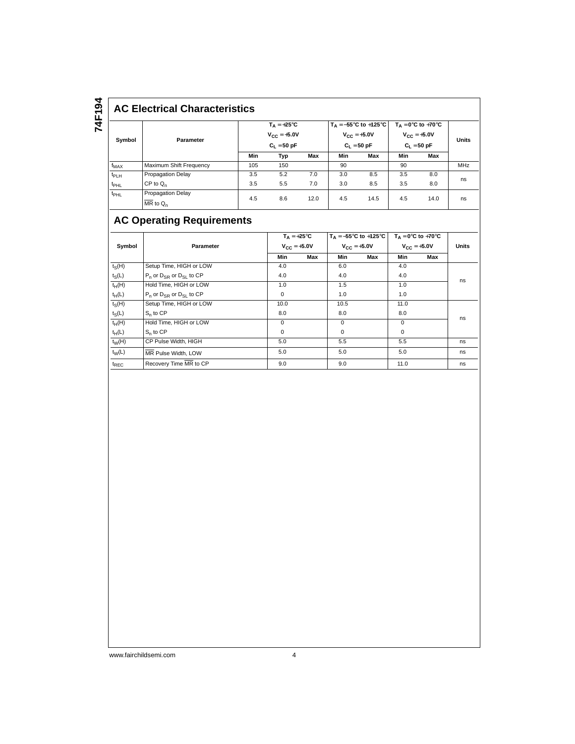## AC Electrical Characteristics

| Symbol | Parameter | $T_A = +25°C$ $V_{CC} = +5.0V$ $C_L = 50$ pF | | | $T_A = -55°C$ to $+125°C$ $V_{CC} = +5.0V$ $C_L = 50$ pF | | $T_A = 0°C$ to $+70°C$ $V_{CC} = +5.0V$ $C_L = 50$ pF | | Units |
|---|---|---|---|---|---|---|---|---|---|
| | | Min | Typ | Max | Min | Max | Min | Max | |
| $f_{MAX}$ | Maximum Shift Frequency | 105 | 150 | | 90 | | 90 | | MHz |
| $t_{PLH}$ | Propagation Delay | 3.5 | 5.2 | 7.0 | 3.0 | 8.5 | 3.5 | 8.0 | ns |
| $t_{PHL}$ | CP to $Q_n$ | 3.5 | 5.5 | 7.0 | 3.0 | 8.5 | 3.5 | 8.0 | |
| $t_{PHL}$ | Propagation Delay $\overline{MR}$ to $Q_n$ | 4.5 | 8.6 | 12.0 | 4.5 | 14.5 | 4.5 | 14.0 | ns |

## AC Operating Requirements

| Symbol | Parameter | $T_A = +25°C$ $V_{CC} = +5.0V$ | | $T_A = -55°C$ to $+125°C$ $V_{CC} = +5.0V$ | | $T_A = 0°C$ to $+70°C$ $V_{CC} = +5.0V$ | | Units |
|---|---|---|---|---|---|---|---|---|
| | | Min | Max | Min | Max | Min | Max | |
| $t_S(H)$ | Setup Time, HIGH or LOW | 4.0 | | 6.0 | | 4.0 | | ns |
| $t_S(L)$ | $P_n$ or $D_{SR}$ or $D_{SL}$ to CP | 4.0 | | 4.0 | | 4.0 | | |
| $t_H(H)$ | Hold Time, HIGH or LOW | 1.0 | | 1.5 | | 1.0 | | |
| $t_H(L)$ | $P_n$ or $D_{SR}$ or $D_{SL}$ to CP | 0 | | 1.0 | | 1.0 | | |
| $t_S(H)$ | Setup Time, HIGH or LOW | 10.0 | | 10.5 | | 11.0 | | ns |
| $t_S(L)$ | $S_n$ to CP | 8.0 | | 8.0 | | 8.0 | | |
| $t_H(H)$ | Hold Time, HIGH or LOW | 0 | | 0 | | 0 | | |
| $t_H(L)$ | $S_n$ to CP | 0 | | 0 | | 0 | | |
| $t_W(H)$ | CP Pulse Width, HIGH | 5.0 | | 5.5 | | 5.5 | | ns |
| $t_W(L)$ | $\overline{MR}$ Pulse Width, LOW | 5.0 | | 5.0 | | 5.0 | | ns |
| $t_{REC}$ | Recovery Time $\overline{MR}$ to CP | 9.0 | | 9.0 | | 11.0 | | ns |